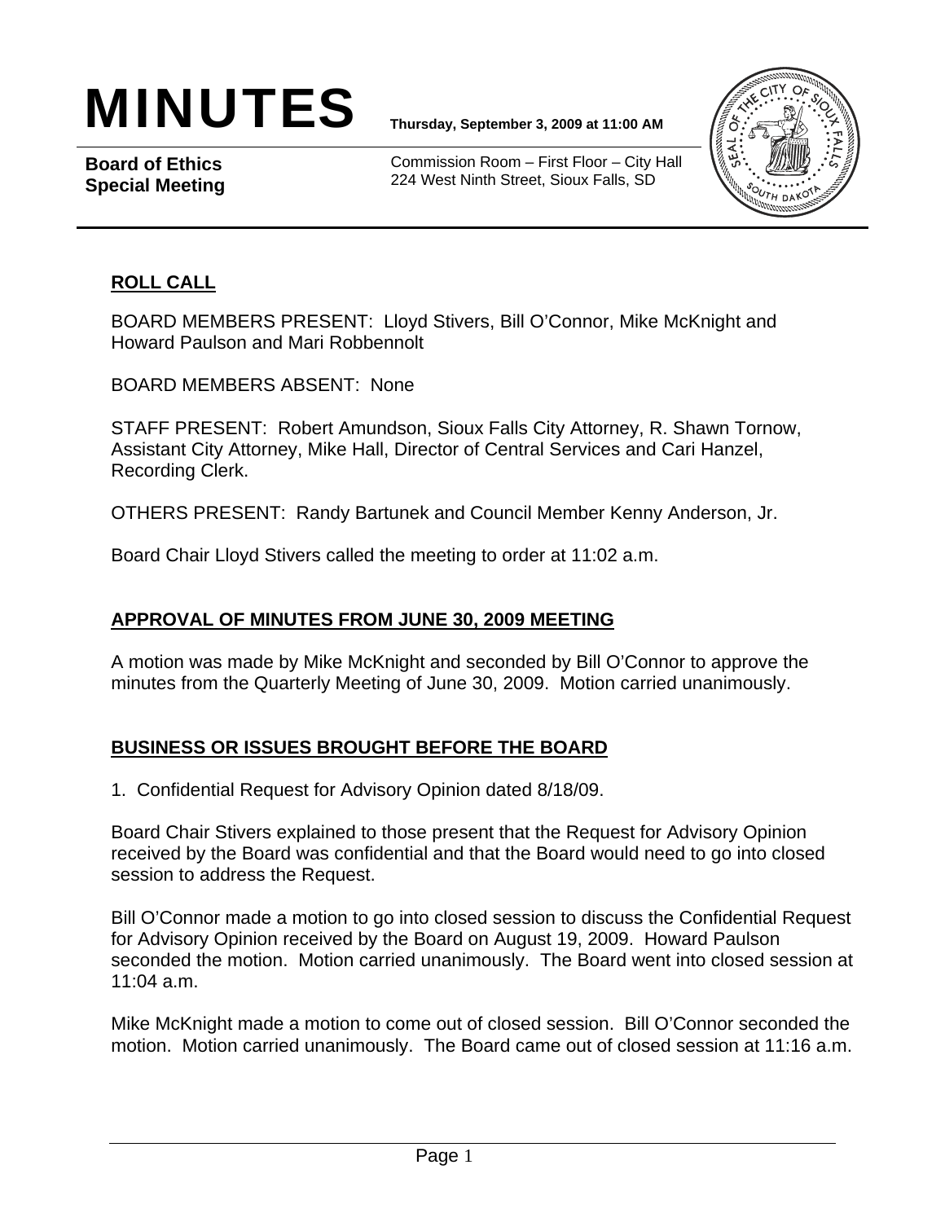# MINUTES

**Thursday, September 3, 2009 at 11:00 AM**

**Board of Ethics Special Meeting**

Commission Room – First Floor – City Hall
224 West Ninth Street, Sioux Falls, SD

## ROLL CALL

BOARD MEMBERS PRESENT: Lloyd Stivers, Bill O'Connor, Mike McKnight and Howard Paulson and Mari Robbennolt

BOARD MEMBERS ABSENT: None

STAFF PRESENT: Robert Amundson, Sioux Falls City Attorney, R. Shawn Tornow, Assistant City Attorney, Mike Hall, Director of Central Services and Cari Hanzel, Recording Clerk.

OTHERS PRESENT: Randy Bartunek and Council Member Kenny Anderson, Jr.

Board Chair Lloyd Stivers called the meeting to order at 11:02 a.m.

## APPROVAL OF MINUTES FROM JUNE 30, 2009 MEETING

A motion was made by Mike McKnight and seconded by Bill O'Connor to approve the minutes from the Quarterly Meeting of June 30, 2009. Motion carried unanimously.

## BUSINESS OR ISSUES BROUGHT BEFORE THE BOARD

1. Confidential Request for Advisory Opinion dated 8/18/09.

Board Chair Stivers explained to those present that the Request for Advisory Opinion received by the Board was confidential and that the Board would need to go into closed session to address the Request.

Bill O'Connor made a motion to go into closed session to discuss the Confidential Request for Advisory Opinion received by the Board on August 19, 2009. Howard Paulson seconded the motion. Motion carried unanimously. The Board went into closed session at 11:04 a.m.

Mike McKnight made a motion to come out of closed session. Bill O'Connor seconded the motion. Motion carried unanimously. The Board came out of closed session at 11:16 a.m.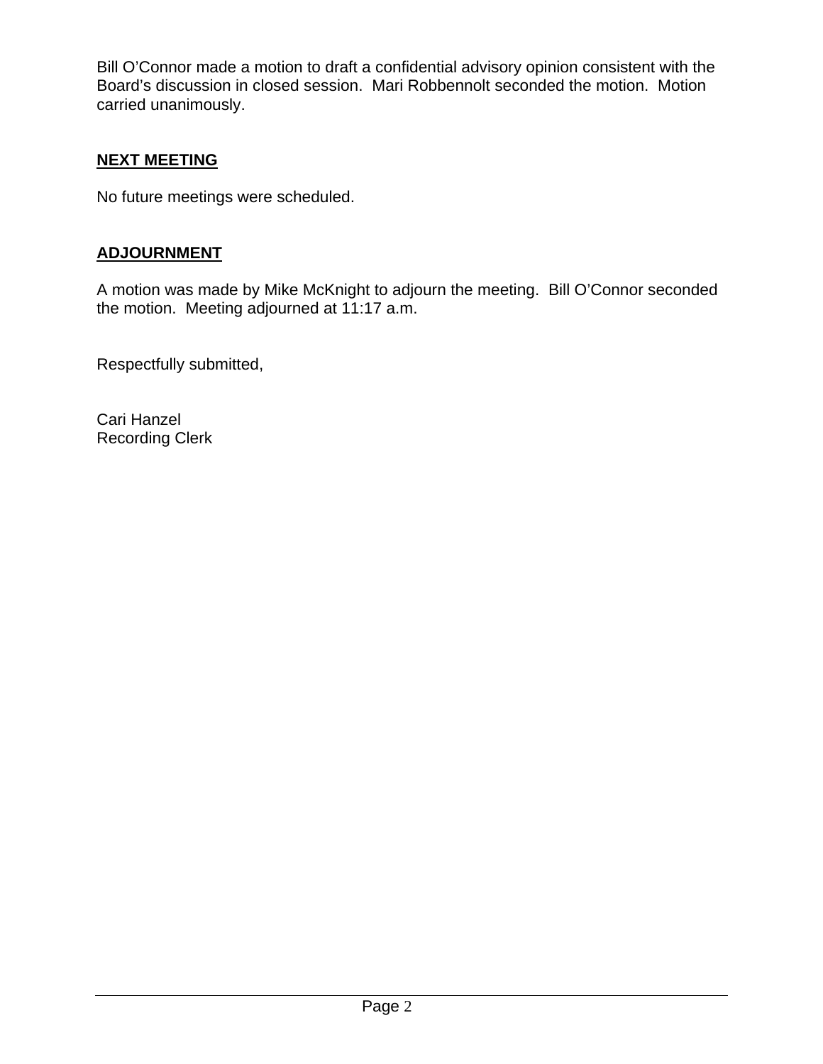Bill O'Connor made a motion to draft a confidential advisory opinion consistent with the Board's discussion in closed session. Mari Robbennolt seconded the motion. Motion carried unanimously.

## NEXT MEETING

No future meetings were scheduled.

## ADJOURNMENT

A motion was made by Mike McKnight to adjourn the meeting. Bill O'Connor seconded the motion. Meeting adjourned at 11:17 a.m.

Respectfully submitted,

Cari Hanzel
Recording Clerk